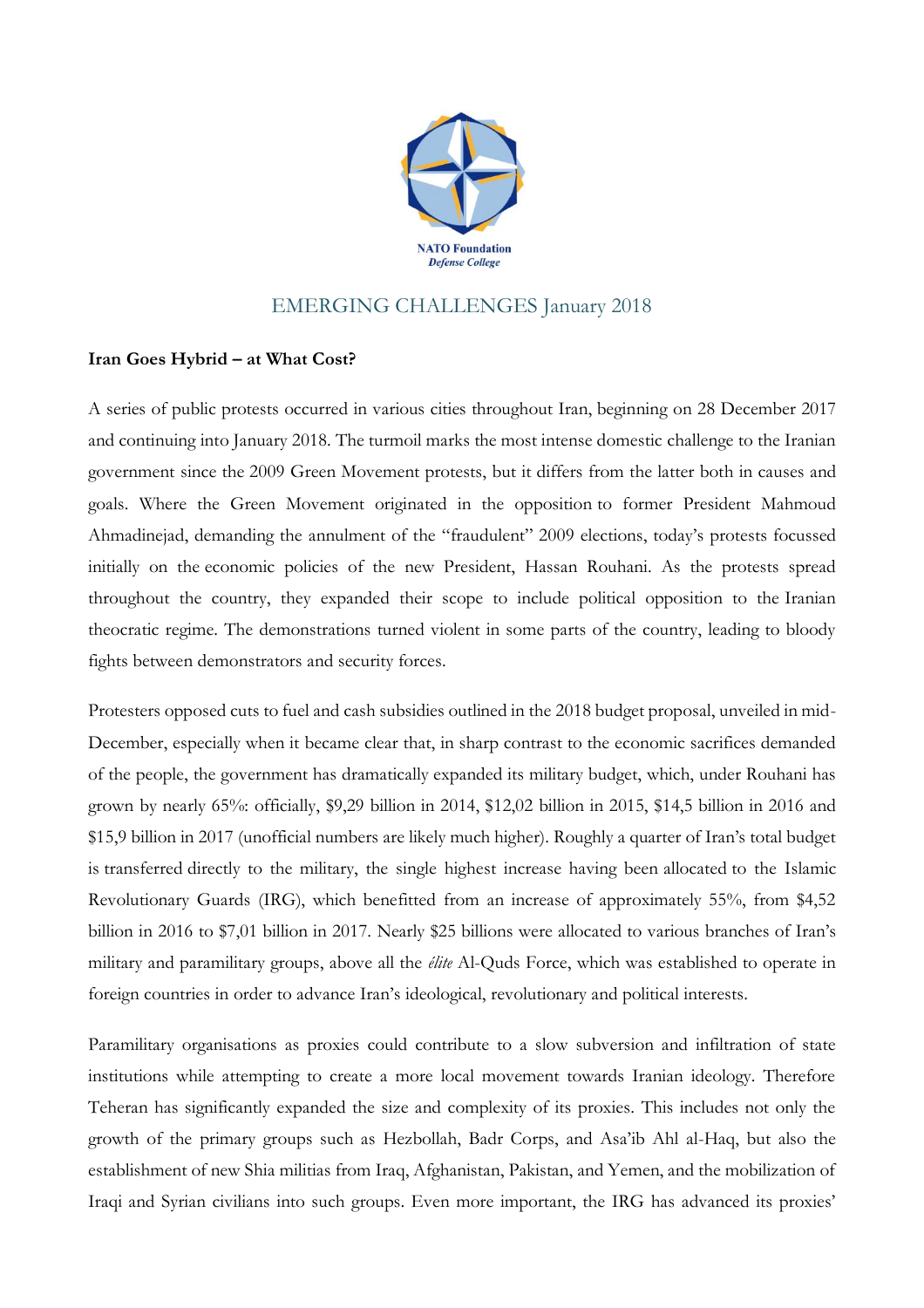NATO Foundation
*Defense College*

## EMERGING CHALLENGES January 2018

**Iran Goes Hybrid – at What Cost?**

A series of public protests occurred in various cities throughout Iran, beginning on 28 December 2017 and continuing into January 2018. The turmoil marks the most intense domestic challenge to the Iranian government since the 2009 Green Movement protests, but it differs from the latter both in causes and goals. Where the Green Movement originated in the opposition to former President Mahmoud Ahmadinejad, demanding the annulment of the "fraudulent" 2009 elections, today's protests focussed initially on the economic policies of the new President, Hassan Rouhani. As the protests spread throughout the country, they expanded their scope to include political opposition to the Iranian theocratic regime. The demonstrations turned violent in some parts of the country, leading to bloody fights between demonstrators and security forces.

Protesters opposed cuts to fuel and cash subsidies outlined in the 2018 budget proposal, unveiled in mid-December, especially when it became clear that, in sharp contrast to the economic sacrifices demanded of the people, the government has dramatically expanded its military budget, which, under Rouhani has grown by nearly 65%: officially, $9,29 billion in 2014, $12,02 billion in 2015, $14,5 billion in 2016 and $15,9 billion in 2017 (unofficial numbers are likely much higher). Roughly a quarter of Iran's total budget is transferred directly to the military, the single highest increase having been allocated to the Islamic Revolutionary Guards (IRG), which benefitted from an increase of approximately 55%, from $4,52 billion in 2016 to $7,01 billion in 2017. Nearly $25 billions were allocated to various branches of Iran's military and paramilitary groups, above all the *élite* Al-Quds Force, which was established to operate in foreign countries in order to advance Iran's ideological, revolutionary and political interests.

Paramilitary organisations as proxies could contribute to a slow subversion and infiltration of state institutions while attempting to create a more local movement towards Iranian ideology. Therefore Teheran has significantly expanded the size and complexity of its proxies. This includes not only the growth of the primary groups such as Hezbollah, Badr Corps, and Asa'ib Ahl al-Haq, but also the establishment of new Shia militias from Iraq, Afghanistan, Pakistan, and Yemen, and the mobilization of Iraqi and Syrian civilians into such groups. Even more important, the IRG has advanced its proxies'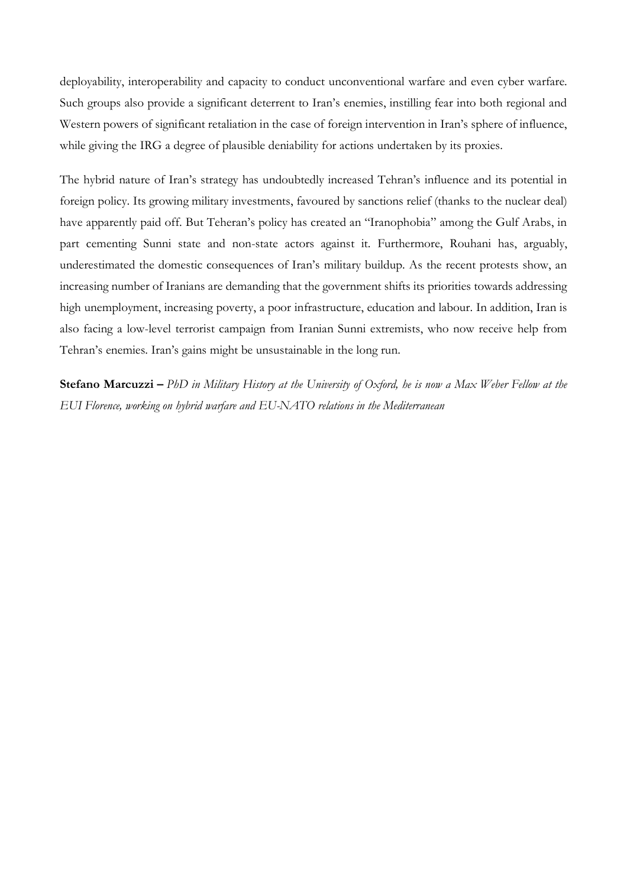deployability, interoperability and capacity to conduct unconventional warfare and even cyber warfare. Such groups also provide a significant deterrent to Iran's enemies, instilling fear into both regional and Western powers of significant retaliation in the case of foreign intervention in Iran's sphere of influence, while giving the IRG a degree of plausible deniability for actions undertaken by its proxies.

The hybrid nature of Iran's strategy has undoubtedly increased Tehran's influence and its potential in foreign policy. Its growing military investments, favoured by sanctions relief (thanks to the nuclear deal) have apparently paid off. But Teheran's policy has created an "Iranophobia" among the Gulf Arabs, in part cementing Sunni state and non-state actors against it. Furthermore, Rouhani has, arguably, underestimated the domestic consequences of Iran's military buildup. As the recent protests show, an increasing number of Iranians are demanding that the government shifts its priorities towards addressing high unemployment, increasing poverty, a poor infrastructure, education and labour. In addition, Iran is also facing a low-level terrorist campaign from Iranian Sunni extremists, who now receive help from Tehran's enemies. Iran's gains might be unsustainable in the long run.

**Stefano Marcuzzi –** *PhD in Military History at the University of Oxford, he is now a Max Weber Fellow at the EUI Florence, working on hybrid warfare and EU-NATO relations in the Mediterranean*